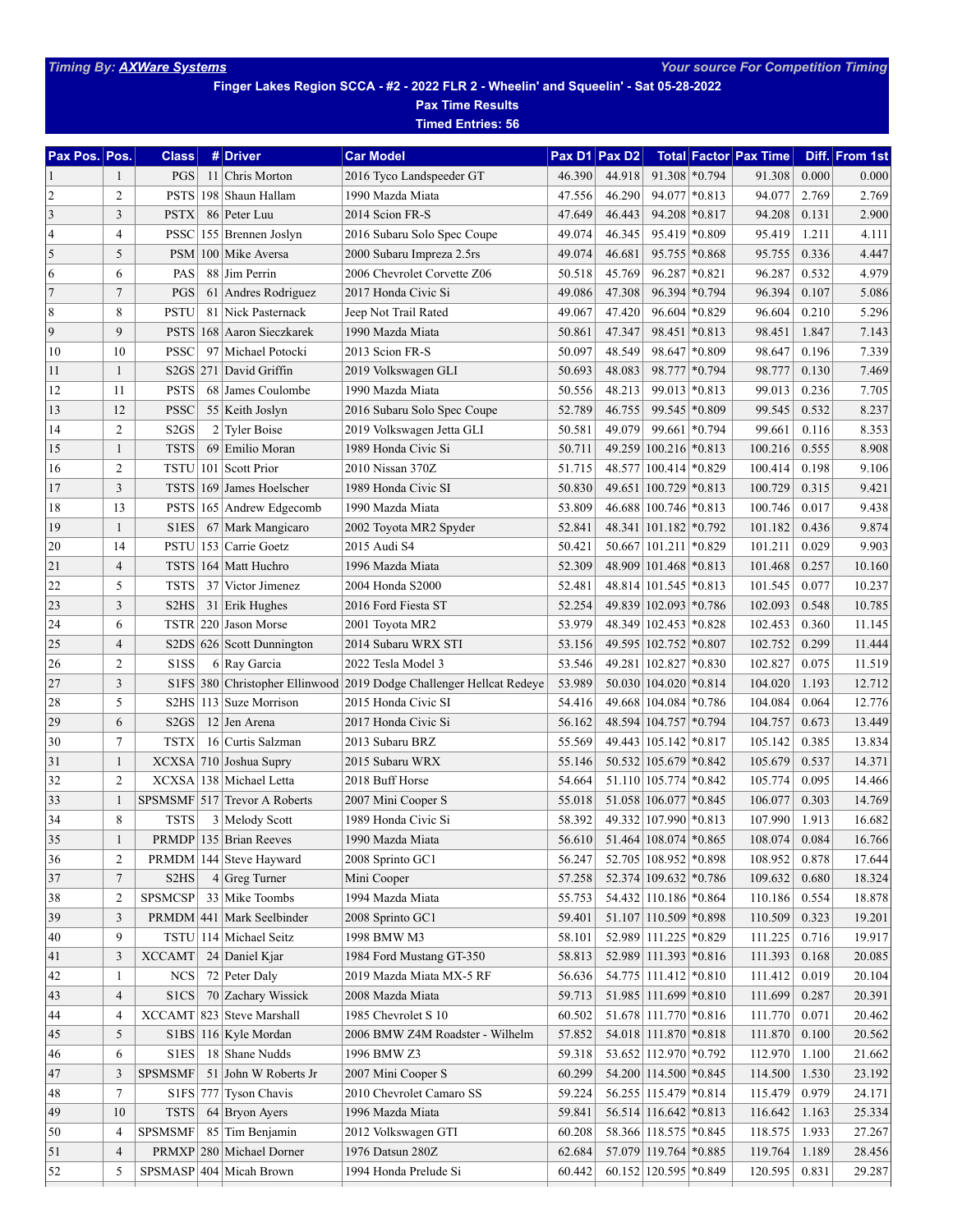Timing By: AXWare Systems — Your source For Competition Timing

# Finger Lakes Region SCCA - #2 - 2022 FLR 2 - Wheelin' and Squeelin' - Sat 05-28-2022

## Pax Time Results

**Timed Entries: 56**

| Pax Pos. | Pos. | Class | # | Driver | Car Model | Pax D1 | Pax D2 | Total | Factor | Pax Time | Diff. | From 1st |
|---|---|---|---|---|---|---|---|---|---|---|---|---|
| 1 | 1 | PGS | 11 | Chris Morton | 2016 Tyco Landspeeder GT | 46.390 | 44.918 | 91.308 | *0.794 | 91.308 | 0.000 | 0.000 |
| 2 | 2 | PSTS | 198 | Shaun Hallam | 1990 Mazda Miata | 47.556 | 46.290 | 94.077 | *0.813 | 94.077 | 2.769 | 2.769 |
| 3 | 3 | PSTX | 86 | Peter Luu | 2014 Scion FR-S | 47.649 | 46.443 | 94.208 | *0.817 | 94.208 | 0.131 | 2.900 |
| 4 | 4 | PSSC | 155 | Brennen Joslyn | 2016 Subaru Solo Spec Coupe | 49.074 | 46.345 | 95.419 | *0.809 | 95.419 | 1.211 | 4.111 |
| 5 | 5 | PSM | 100 | Mike Aversa | 2000 Subaru Impreza 2.5rs | 49.074 | 46.681 | 95.755 | *0.868 | 95.755 | 0.336 | 4.447 |
| 6 | 6 | PAS | 88 | Jim Perrin | 2006 Chevrolet Corvette Z06 | 50.518 | 45.769 | 96.287 | *0.821 | 96.287 | 0.532 | 4.979 |
| 7 | 7 | PGS | 61 | Andres Rodriguez | 2017 Honda Civic Si | 49.086 | 47.308 | 96.394 | *0.794 | 96.394 | 0.107 | 5.086 |
| 8 | 8 | PSTU | 81 | Nick Pasternack | Jeep Not Trail Rated | 49.067 | 47.420 | 96.604 | *0.829 | 96.604 | 0.210 | 5.296 |
| 9 | 9 | PSTS | 168 | Aaron Sieczkarek | 1990 Mazda Miata | 50.861 | 47.347 | 98.451 | *0.813 | 98.451 | 1.847 | 7.143 |
| 10 | 10 | PSSC | 97 | Michael Potocki | 2013 Scion FR-S | 50.097 | 48.549 | 98.647 | *0.809 | 98.647 | 0.196 | 7.339 |
| 11 | 1 | S2GS | 271 | David Griffin | 2019 Volkswagen GLI | 50.693 | 48.083 | 98.777 | *0.794 | 98.777 | 0.130 | 7.469 |
| 12 | 11 | PSTS | 68 | James Coulombe | 1990 Mazda Miata | 50.556 | 48.213 | 99.013 | *0.813 | 99.013 | 0.236 | 7.705 |
| 13 | 12 | PSSC | 55 | Keith Joslyn | 2016 Subaru Solo Spec Coupe | 52.789 | 46.755 | 99.545 | *0.809 | 99.545 | 0.532 | 8.237 |
| 14 | 2 | S2GS | 2 | Tyler Boise | 2019 Volkswagen Jetta GLI | 50.581 | 49.079 | 99.661 | *0.794 | 99.661 | 0.116 | 8.353 |
| 15 | 1 | TSTS | 69 | Emilio Moran | 1989 Honda Civic Si | 50.711 | 49.259 | 100.216 | *0.813 | 100.216 | 0.555 | 8.908 |
| 16 | 2 | TSTU | 101 | Scott Prior | 2010 Nissan 370Z | 51.715 | 48.577 | 100.414 | *0.829 | 100.414 | 0.198 | 9.106 |
| 17 | 3 | TSTS | 169 | James Hoelscher | 1989 Honda Civic SI | 50.830 | 49.651 | 100.729 | *0.813 | 100.729 | 0.315 | 9.421 |
| 18 | 13 | PSTS | 165 | Andrew Edgecomb | 1990 Mazda Miata | 53.809 | 46.688 | 100.746 | *0.813 | 100.746 | 0.017 | 9.438 |
| 19 | 1 | S1ES | 67 | Mark Mangicaro | 2002 Toyota MR2 Spyder | 52.841 | 48.341 | 101.182 | *0.792 | 101.182 | 0.436 | 9.874 |
| 20 | 14 | PSTU | 153 | Carrie Goetz | 2015 Audi S4 | 50.421 | 50.667 | 101.211 | *0.829 | 101.211 | 0.029 | 9.903 |
| 21 | 4 | TSTS | 164 | Matt Huchro | 1996 Mazda Miata | 52.309 | 48.909 | 101.468 | *0.813 | 101.468 | 0.257 | 10.160 |
| 22 | 5 | TSTS | 37 | Victor Jimenez | 2004 Honda S2000 | 52.481 | 48.814 | 101.545 | *0.813 | 101.545 | 0.077 | 10.237 |
| 23 | 3 | S2HS | 31 | Erik Hughes | 2016 Ford Fiesta ST | 52.254 | 49.839 | 102.093 | *0.786 | 102.093 | 0.548 | 10.785 |
| 24 | 6 | TSTR | 220 | Jason Morse | 2001 Toyota MR2 | 53.979 | 48.349 | 102.453 | *0.828 | 102.453 | 0.360 | 11.145 |
| 25 | 4 | S2DS | 626 | Scott Dunnington | 2014 Subaru WRX STI | 53.156 | 49.595 | 102.752 | *0.807 | 102.752 | 0.299 | 11.444 |
| 26 | 2 | S1SS | 6 | Ray Garcia | 2022 Tesla Model 3 | 53.546 | 49.281 | 102.827 | *0.830 | 102.827 | 0.075 | 11.519 |
| 27 | 3 | S1FS | 380 | Christopher Ellinwood | 2019 Dodge Challenger Hellcat Redeye | 53.989 | 50.030 | 104.020 | *0.814 | 104.020 | 1.193 | 12.712 |
| 28 | 5 | S2HS | 113 | Suze Morrison | 2015 Honda Civic SI | 54.416 | 49.668 | 104.084 | *0.786 | 104.084 | 0.064 | 12.776 |
| 29 | 6 | S2GS | 12 | Jen Arena | 2017 Honda Civic Si | 56.162 | 48.594 | 104.757 | *0.794 | 104.757 | 0.673 | 13.449 |
| 30 | 7 | TSTX | 16 | Curtis Salzman | 2013 Subaru BRZ | 55.569 | 49.443 | 105.142 | *0.817 | 105.142 | 0.385 | 13.834 |
| 31 | 1 | XCXSA | 710 | Joshua Supry | 2015 Subaru WRX | 55.146 | 50.532 | 105.679 | *0.842 | 105.679 | 0.537 | 14.371 |
| 32 | 2 | XCXSA | 138 | Michael Letta | 2018 Buff Horse | 54.664 | 51.110 | 105.774 | *0.842 | 105.774 | 0.095 | 14.466 |
| 33 | 1 | SPSMSMF | 517 | Trevor A Roberts | 2007 Mini Cooper S | 55.018 | 51.058 | 106.077 | *0.845 | 106.077 | 0.303 | 14.769 |
| 34 | 8 | TSTS | 3 | Melody Scott | 1989 Honda Civic Si | 58.392 | 49.332 | 107.990 | *0.813 | 107.990 | 1.913 | 16.682 |
| 35 | 1 | PRMDP | 135 | Brian Reeves | 1990 Mazda Miata | 56.610 | 51.464 | 108.074 | *0.865 | 108.074 | 0.084 | 16.766 |
| 36 | 2 | PRMDM | 144 | Steve Hayward | 2008 Sprinto GC1 | 56.247 | 52.705 | 108.952 | *0.898 | 108.952 | 0.878 | 17.644 |
| 37 | 7 | S2HS | 4 | Greg Turner | Mini Cooper | 57.258 | 52.374 | 109.632 | *0.786 | 109.632 | 0.680 | 18.324 |
| 38 | 2 | SPSMCSP | 33 | Mike Toombs | 1994 Mazda Miata | 55.753 | 54.432 | 110.186 | *0.864 | 110.186 | 0.554 | 18.878 |
| 39 | 3 | PRMDM | 441 | Mark Seelbinder | 2008 Sprinto GC1 | 59.401 | 51.107 | 110.509 | *0.898 | 110.509 | 0.323 | 19.201 |
| 40 | 9 | TSTU | 114 | Michael Seitz | 1998 BMW M3 | 58.101 | 52.989 | 111.225 | *0.829 | 111.225 | 0.716 | 19.917 |
| 41 | 3 | XCCAMT | 24 | Daniel Kjar | 1984 Ford Mustang GT-350 | 58.813 | 52.989 | 111.393 | *0.816 | 111.393 | 0.168 | 20.085 |
| 42 | 1 | NCS | 72 | Peter Daly | 2019 Mazda Miata MX-5 RF | 56.636 | 54.775 | 111.412 | *0.810 | 111.412 | 0.019 | 20.104 |
| 43 | 4 | S1CS | 70 | Zachary Wissick | 2008 Mazda Miata | 59.713 | 51.985 | 111.699 | *0.810 | 111.699 | 0.287 | 20.391 |
| 44 | 4 | XCCAMT | 823 | Steve Marshall | 1985 Chevrolet S 10 | 60.502 | 51.678 | 111.770 | *0.816 | 111.770 | 0.071 | 20.462 |
| 45 | 5 | S1BS | 116 | Kyle Mordan | 2006 BMW Z4M Roadster - Wilhelm | 57.852 | 54.018 | 111.870 | *0.818 | 111.870 | 0.100 | 20.562 |
| 46 | 6 | S1ES | 18 | Shane Nudds | 1996 BMW Z3 | 59.318 | 53.652 | 112.970 | *0.792 | 112.970 | 1.100 | 21.662 |
| 47 | 3 | SPSMSMF | 51 | John W Roberts Jr | 2007 Mini Cooper S | 60.299 | 54.200 | 114.500 | *0.845 | 114.500 | 1.530 | 23.192 |
| 48 | 7 | S1FS | 777 | Tyson Chavis | 2010 Chevrolet Camaro SS | 59.224 | 56.255 | 115.479 | *0.814 | 115.479 | 0.979 | 24.171 |
| 49 | 10 | TSTS | 64 | Bryon Ayers | 1996 Mazda Miata | 59.841 | 56.514 | 116.642 | *0.813 | 116.642 | 1.163 | 25.334 |
| 50 | 4 | SPSMSMF | 85 | Tim Benjamin | 2012 Volkswagen GTI | 60.208 | 58.366 | 118.575 | *0.845 | 118.575 | 1.933 | 27.267 |
| 51 | 4 | PRMXP | 280 | Michael Dorner | 1976 Datsun 280Z | 62.684 | 57.079 | 119.764 | *0.885 | 119.764 | 1.189 | 28.456 |
| 52 | 5 | SPSMASP | 404 | Micah Brown | 1994 Honda Prelude Si | 60.442 | 60.152 | 120.595 | *0.849 | 120.595 | 0.831 | 29.287 |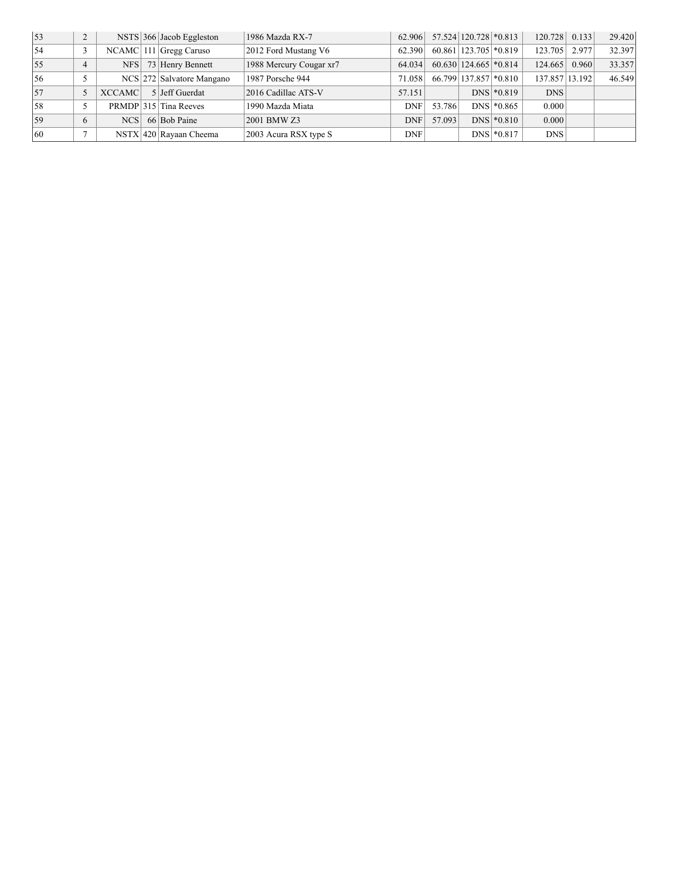| | | | | | | | | | | | | |
|---|---|---|---|---|---|---|---|---|---|---|---|---|
| 53 | 2 | NSTS | 366 | Jacob Eggleston | 1986 Mazda RX-7 | 62.906 | 57.524 | 120.728 | *0.813 | 120.728 | 0.133 | 29.420 |
| 54 | 3 | NCAMC | 111 | Gregg Caruso | 2012 Ford Mustang V6 | 62.390 | 60.861 | 123.705 | *0.819 | 123.705 | 2.977 | 32.397 |
| 55 | 4 | NFS | 73 | Henry Bennett | 1988 Mercury Cougar xr7 | 64.034 | 60.630 | 124.665 | *0.814 | 124.665 | 0.960 | 33.357 |
| 56 | 5 | NCS | 272 | Salvatore Mangano | 1987 Porsche 944 | 71.058 | 66.799 | 137.857 | *0.810 | 137.857 | 13.192 | 46.549 |
| 57 | 5 | XCCAMC | 5 | Jeff Guerdat | 2016 Cadillac ATS-V | 57.151 | | DNS | *0.819 | DNS | | |
| 58 | 5 | PRMDP | 315 | Tina Reeves | 1990 Mazda Miata | DNF | 53.786 | DNS | *0.865 | 0.000 | | |
| 59 | 6 | NCS | 66 | Bob Paine | 2001 BMW Z3 | DNF | 57.093 | DNS | *0.810 | 0.000 | | |
| 60 | 7 | NSTX | 420 | Rayaan Cheema | 2003 Acura RSX type S | DNF | | DNS | *0.817 | DNS | | |